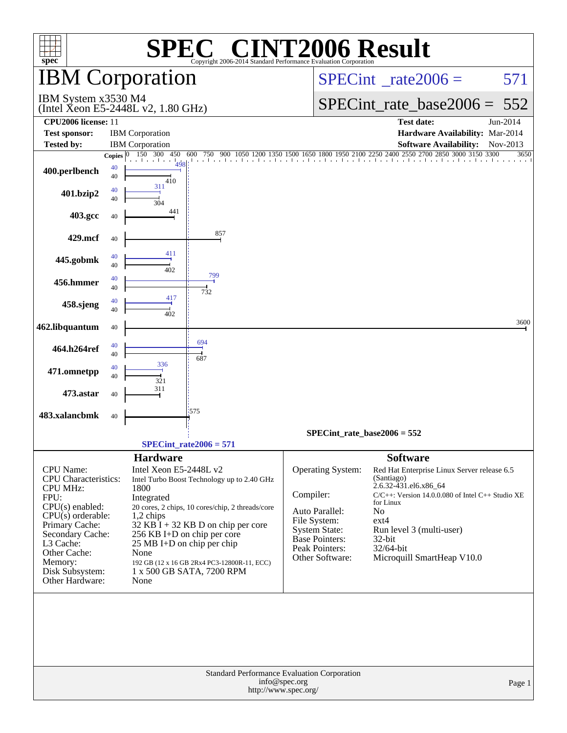# SPEC CINT2006 Result

Copyright 2006-2014 Standard Performance Evaluation Corporation

## IBM Corporation

IBM System x3530 M4
(Intel Xeon E5-2448L v2, 1.80 GHz)

SPECint_rate2006 = 571

SPECint_rate_base2006 = 552

| | | | |
|---|---|---|---|
| **CPU2006 license:** | 11 | **Test date:** | Jun-2014 |
| **Test sponsor:** | IBM Corporation | **Hardware Availability:** | Mar-2014 |
| **Tested by:** | IBM Corporation | **Software Availability:** | Nov-2013 |

| Benchmark | Copies | Peak | Base |
|---|---|---|---|
| 400.perlbench | 40 | 498 | 410 |
| 401.bzip2 | 40 | 311 | 304 |
| 403.gcc | 40 | | 441 |
| 429.mcf | 40 | | 857 |
| 445.gobmk | 40 | 411 | 402 |
| 456.hmmer | 40 | 799 | 732 |
| 458.sjeng | 40 | 417 | 402 |
| 462.libquantum | 40 | | 3600 |
| 464.h264ref | 40 | 694 | 687 |
| 471.omnetpp | 40 | 336 | 321 |
| 473.astar | 40 | | 311 |
| 483.xalancbmk | 40 | | 575 |

SPECint_rate_base2006 = 552

SPECint_rate2006 = 571

### Hardware

| | |
|---|---|
| CPU Name: | Intel Xeon E5-2448L v2 |
| CPU Characteristics: | Intel Turbo Boost Technology up to 2.40 GHz |
| CPU MHz: | 1800 |
| FPU: | Integrated |
| CPU(s) enabled: | 20 cores, 2 chips, 10 cores/chip, 2 threads/core |
| CPU(s) orderable: | 1,2 chips |
| Primary Cache: | 32 KB I + 32 KB D on chip per core |
| Secondary Cache: | 256 KB I+D on chip per core |
| L3 Cache: | 25 MB I+D on chip per chip |
| Other Cache: | None |
| Memory: | 192 GB (12 x 16 GB 2Rx4 PC3-12800R-11, ECC) |
| Disk Subsystem: | 1 x 500 GB SATA, 7200 RPM |
| Other Hardware: | None |

### Software

| | |
|---|---|
| Operating System: | Red Hat Enterprise Linux Server release 6.5 (Santiago) 2.6.32-431.el6.x86_64 |
| Compiler: | C/C++: Version 14.0.0.080 of Intel C++ Studio XE for Linux |
| Auto Parallel: | No |
| File System: | ext4 |
| System State: | Run level 3 (multi-user) |
| Base Pointers: | 32-bit |
| Peak Pointers: | 32/64-bit |
| Other Software: | Microquill SmartHeap V10.0 |

Standard Performance Evaluation Corporation
info@spec.org
http://www.spec.org/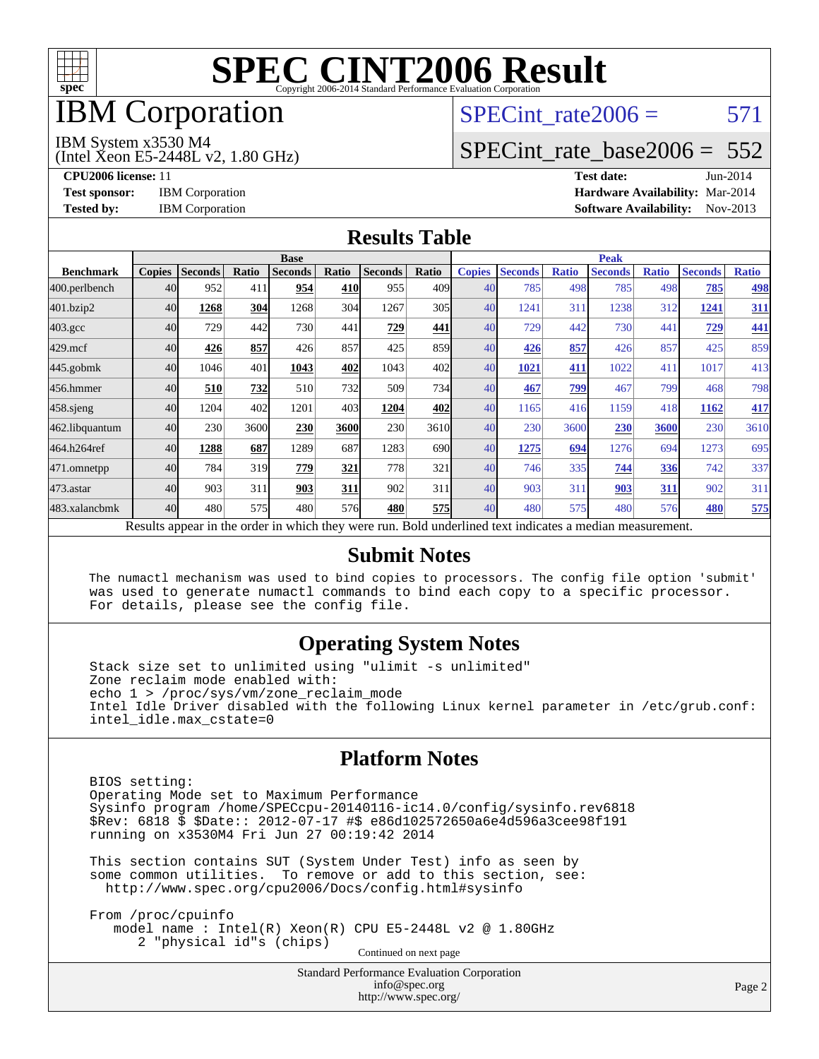# SPEC CINT2006 Result

Copyright 2006-2014 Standard Performance Evaluation Corporation

# IBM Corporation

IBM System x3530 M4
(Intel Xeon E5-2448L v2, 1.80 GHz)

SPECint_rate2006 = 571

SPECint_rate_base2006 = 552

**CPU2006 license:** 11
**Test sponsor:** IBM Corporation
**Tested by:** IBM Corporation

**Test date:** Jun-2014
**Hardware Availability:** Mar-2014
**Software Availability:** Nov-2013

## Results Table

| | Base | | | | | | | Peak | | | | | | |
|---|---|---|---|---|---|---|---|---|---|---|---|---|---|---|
| **Benchmark** | **Copies** | **Seconds** | **Ratio** | **Seconds** | **Ratio** | **Seconds** | **Ratio** | **Copies** | **Seconds** | **Ratio** | **Seconds** | **Ratio** | **Seconds** | **Ratio** |
| 400.perlbench | 40 | 952 | 411 | **954** | **410** | 955 | 409 | 40 | 785 | 498 | 785 | 498 | **785** | **498** |
| 401.bzip2 | 40 | **1268** | **304** | 1268 | 304 | 1267 | 305 | 40 | 1241 | 311 | 1238 | 312 | **1241** | **311** |
| 403.gcc | 40 | 729 | 442 | 730 | 441 | **729** | **441** | 40 | 729 | 442 | 730 | 441 | **729** | **441** |
| 429.mcf | 40 | **426** | **857** | 426 | 857 | 425 | 859 | 40 | **426** | **857** | 426 | 857 | 425 | 859 |
| 445.gobmk | 40 | 1046 | 401 | **1043** | **402** | 1043 | 402 | 40 | **1021** | **411** | 1022 | 411 | 1017 | 413 |
| 456.hmmer | 40 | **510** | **732** | 510 | 732 | 509 | 734 | 40 | **467** | **799** | 467 | 799 | 468 | 798 |
| 458.sjeng | 40 | 1204 | 402 | 1201 | 403 | **1204** | **402** | 40 | 1165 | 416 | 1159 | 418 | **1162** | **417** |
| 462.libquantum | 40 | 230 | 3600 | **230** | **3600** | 230 | 3610 | 40 | 230 | 3600 | **230** | **3600** | 230 | 3610 |
| 464.h264ref | 40 | **1288** | **687** | 1289 | 687 | 1283 | 690 | 40 | **1275** | **694** | 1276 | 694 | 1273 | 695 |
| 471.omnetpp | 40 | 784 | 319 | **779** | **321** | 778 | 321 | 40 | 746 | 335 | **744** | **336** | 742 | 337 |
| 473.astar | 40 | 903 | 311 | **903** | **311** | 902 | 311 | 40 | 903 | 311 | **903** | **311** | 902 | 311 |
| 483.xalancbmk | 40 | 480 | 575 | 480 | 576 | **480** | **575** | 40 | 480 | 575 | 480 | 576 | **480** | **575** |

Results appear in the order in which they were run. Bold underlined text indicates a median measurement.

## Submit Notes

```
The numactl mechanism was used to bind copies to processors. The config file option 'submit'
was used to generate numactl commands to bind each copy to a specific processor.
For details, please see the config file.
```

## Operating System Notes

```
Stack size set to unlimited using "ulimit -s unlimited"
Zone reclaim mode enabled with:
echo 1 > /proc/sys/vm/zone_reclaim_mode
Intel Idle Driver disabled with the following Linux kernel parameter in /etc/grub.conf:
intel_idle.max_cstate=0
```

## Platform Notes

```
BIOS setting:
Operating Mode set to Maximum Performance
Sysinfo program /home/SPECcpu-20140116-ic14.0/config/sysinfo.rev6818
$Rev: 6818 $ $Date:: 2012-07-17 #$ e86d102572650a6e4d596a3cee98f191
running on x3530M4 Fri Jun 27 00:19:42 2014

This section contains SUT (System Under Test) info as seen by
some common utilities.  To remove or add to this section, see:
  http://www.spec.org/cpu2006/Docs/config.html#sysinfo

From /proc/cpuinfo
    model name : Intel(R) Xeon(R) CPU E5-2448L v2 @ 1.80GHz
       2 "physical id"s (chips)
```

Continued on next page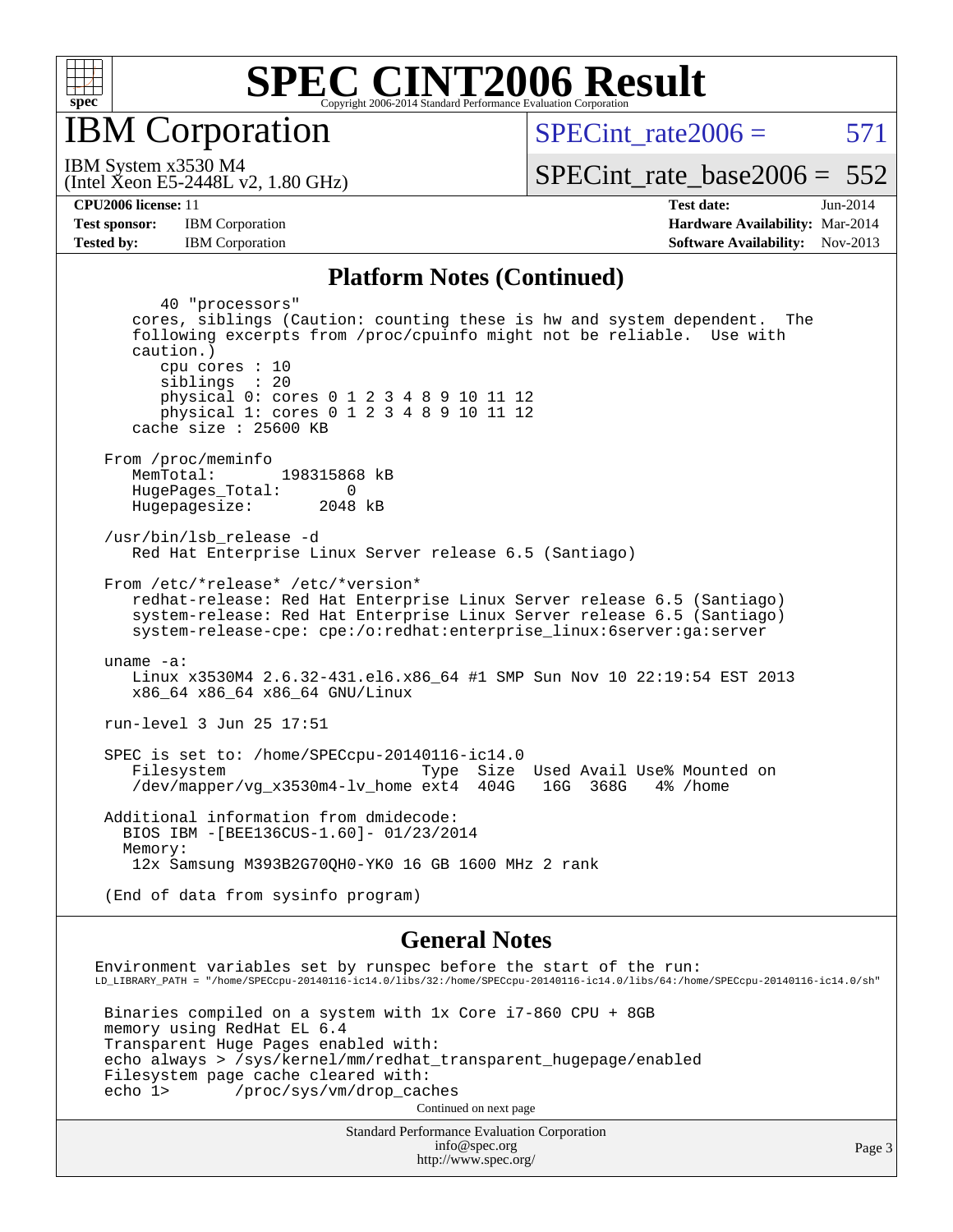## Platform Notes (Continued)

```
        40 "processors"
     cores, siblings (Caution: counting these is hw and system dependent.  The
     following excerpts from /proc/cpuinfo might not be reliable.  Use with
     caution.)
        cpu cores : 10
        siblings  : 20
        physical 0: cores 0 1 2 3 4 8 9 10 11 12
        physical 1: cores 0 1 2 3 4 8 9 10 11 12
     cache size : 25600 KB

  From /proc/meminfo
     MemTotal:       198315868 kB
     HugePages_Total:       0
     Hugepagesize:       2048 kB

  /usr/bin/lsb_release -d
     Red Hat Enterprise Linux Server release 6.5 (Santiago)

  From /etc/*release* /etc/*version*
     redhat-release: Red Hat Enterprise Linux Server release 6.5 (Santiago)
     system-release: Red Hat Enterprise Linux Server release 6.5 (Santiago)
     system-release-cpe: cpe:/o:redhat:enterprise_linux:6server:ga:server

  uname -a:
     Linux x3530M4 2.6.32-431.el6.x86_64 #1 SMP Sun Nov 10 22:19:54 EST 2013
     x86_64 x86_64 x86_64 GNU/Linux

  run-level 3 Jun 25 17:51

  SPEC is set to: /home/SPECcpu-20140116-ic14.0
     Filesystem                      Type  Size  Used Avail Use% Mounted on
     /dev/mapper/vg_x3530m4-lv_home ext4  404G   16G  368G   4% /home

  Additional information from dmidecode:
    BIOS IBM -[BEE136CUS-1.60]- 01/23/2014
    Memory:
     12x Samsung M393B2G70QH0-YK0 16 GB 1600 MHz 2 rank

  (End of data from sysinfo program)
```

## General Notes

```
 Environment variables set by runspec before the start of the run:
 LD_LIBRARY_PATH = "/home/SPECcpu-20140116-ic14.0/libs/32:/home/SPECcpu-20140116-ic14.0/libs/64:/home/SPECcpu-20140116-ic14.0/sh"

  Binaries compiled on a system with 1x Core i7-860 CPU + 8GB
  memory using RedHat EL 6.4
  Transparent Huge Pages enabled with:
  echo always > /sys/kernel/mm/redhat_transparent_hugepage/enabled
  Filesystem page cache cleared with:
  echo 1>       /proc/sys/vm/drop_caches
```

Continued on next page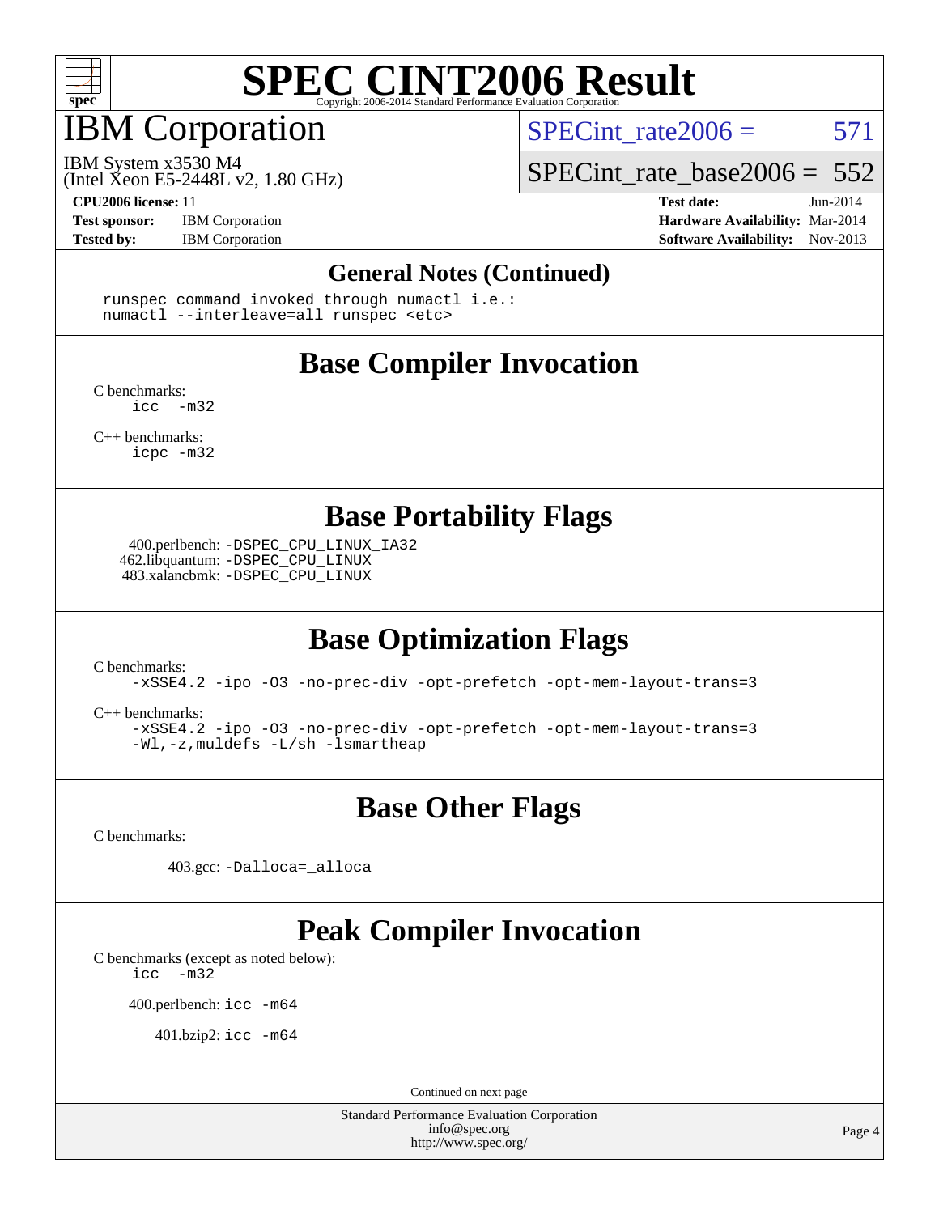# SPEC CINT2006 Result

## IBM Corporation

IBM System x3530 M4
(Intel Xeon E5-2448L v2, 1.80 GHz)

SPECint_rate2006 = 571

SPECint_rate_base2006 = 552

**CPU2006 license:** 11
**Test sponsor:** IBM Corporation
**Tested by:** IBM Corporation

**Test date:** Jun-2014
**Hardware Availability:** Mar-2014
**Software Availability:** Nov-2013

### General Notes (Continued)

```
runspec command invoked through numactl i.e.:
numactl --interleave=all runspec <etc>
```

### Base Compiler Invocation

C benchmarks:
```
icc  -m32
```

C++ benchmarks:
```
icpc -m32
```

### Base Portability Flags

400.perlbench: `-DSPEC_CPU_LINUX_IA32`
462.libquantum: `-DSPEC_CPU_LINUX`
483.xalancbmk: `-DSPEC_CPU_LINUX`

### Base Optimization Flags

C benchmarks:
```
-xSSE4.2 -ipo -O3 -no-prec-div -opt-prefetch -opt-mem-layout-trans=3
```

C++ benchmarks:
```
-xSSE4.2 -ipo -O3 -no-prec-div -opt-prefetch -opt-mem-layout-trans=3
-Wl,-z,muldefs -L/sh -lsmartheap
```

### Base Other Flags

C benchmarks:

403.gcc: `-Dalloca=_alloca`

### Peak Compiler Invocation

C benchmarks (except as noted below):
```
icc  -m32
```

400.perlbench: `icc -m64`

401.bzip2: `icc -m64`

Continued on next page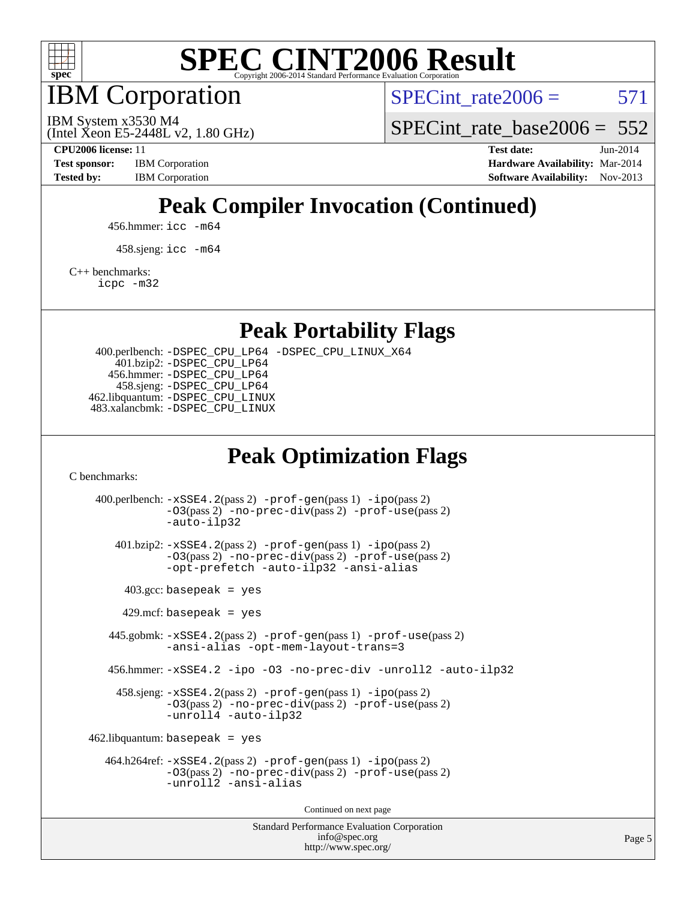# SPEC CINT2006 Result

Copyright 2006-2014 Standard Performance Evaluation Corporation

## IBM Corporation

IBM System x3530 M4
(Intel Xeon E5-2448L v2, 1.80 GHz)

SPECint_rate2006 = 571

SPECint_rate_base2006 = 552

**CPU2006 license:** 11
**Test sponsor:** IBM Corporation
**Tested by:** IBM Corporation

**Test date:** Jun-2014
**Hardware Availability:** Mar-2014
**Software Availability:** Nov-2013

## Peak Compiler Invocation (Continued)

456.hmmer: `icc -m64`

458.sjeng: `icc -m64`

C++ benchmarks:
`icpc -m32`

## Peak Portability Flags

400.perlbench: `-DSPEC_CPU_LP64 -DSPEC_CPU_LINUX_X64`
401.bzip2: `-DSPEC_CPU_LP64`
456.hmmer: `-DSPEC_CPU_LP64`
458.sjeng: `-DSPEC_CPU_LP64`
462.libquantum: `-DSPEC_CPU_LINUX`
483.xalancbmk: `-DSPEC_CPU_LINUX`

## Peak Optimization Flags

C benchmarks:

400.perlbench: `-xSSE4.2`(pass 2) `-prof-gen`(pass 1) `-ipo`(pass 2) `-O3`(pass 2) `-no-prec-div`(pass 2) `-prof-use`(pass 2) `-auto-ilp32`

401.bzip2: `-xSSE4.2`(pass 2) `-prof-gen`(pass 1) `-ipo`(pass 2) `-O3`(pass 2) `-no-prec-div`(pass 2) `-prof-use`(pass 2) `-opt-prefetch -auto-ilp32 -ansi-alias`

403.gcc: `basepeak = yes`

429.mcf: `basepeak = yes`

445.gobmk: `-xSSE4.2`(pass 2) `-prof-gen`(pass 1) `-prof-use`(pass 2) `-ansi-alias -opt-mem-layout-trans=3`

456.hmmer: `-xSSE4.2 -ipo -O3 -no-prec-div -unroll2 -auto-ilp32`

458.sjeng: `-xSSE4.2`(pass 2) `-prof-gen`(pass 1) `-ipo`(pass 2) `-O3`(pass 2) `-no-prec-div`(pass 2) `-prof-use`(pass 2) `-unroll4 -auto-ilp32`

462.libquantum: `basepeak = yes`

464.h264ref: `-xSSE4.2`(pass 2) `-prof-gen`(pass 1) `-ipo`(pass 2) `-O3`(pass 2) `-no-prec-div`(pass 2) `-prof-use`(pass 2) `-unroll2 -ansi-alias`

Continued on next page

Standard Performance Evaluation Corporation
info@spec.org
http://www.spec.org/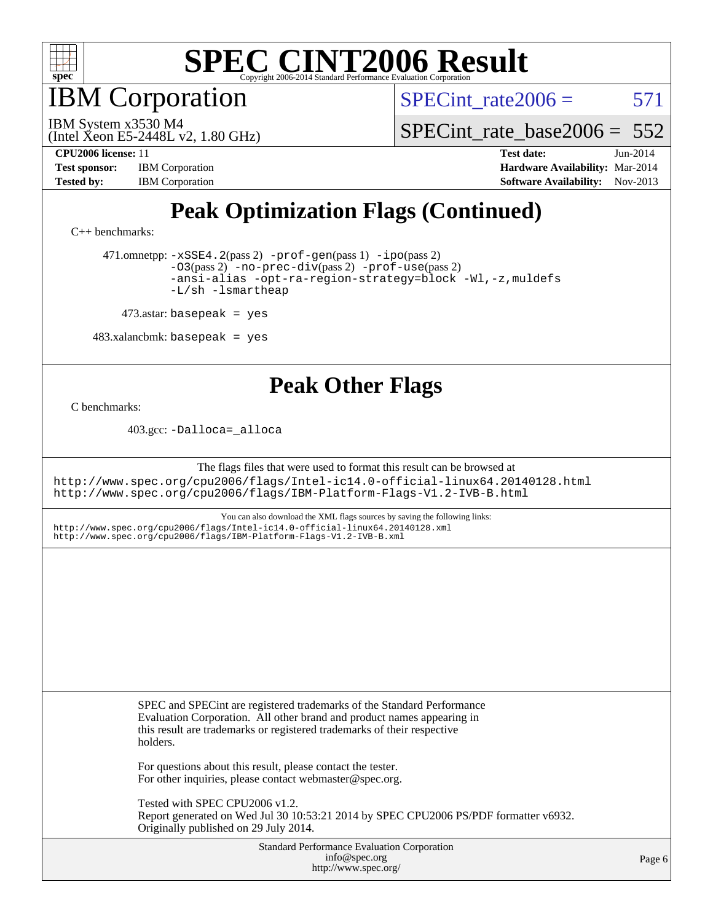# Peak Optimization Flags (Continued)

C++ benchmarks:

471.omnetpp: -xSSE4.2(pass 2) -prof-gen(pass 1) -ipo(pass 2) -O3(pass 2) -no-prec-div(pass 2) -prof-use(pass 2) -ansi-alias -opt-ra-region-strategy=block -Wl,-z,muldefs -L/sh -lsmartheap

473.astar: basepeak = yes

483.xalancbmk: basepeak = yes

# Peak Other Flags

C benchmarks:

403.gcc: -Dalloca=_alloca

The flags files that were used to format this result can be browsed at
http://www.spec.org/cpu2006/flags/Intel-ic14.0-official-linux64.20140128.html
http://www.spec.org/cpu2006/flags/IBM-Platform-Flags-V1.2-IVB-B.html

You can also download the XML flags sources by saving the following links:
http://www.spec.org/cpu2006/flags/Intel-ic14.0-official-linux64.20140128.xml
http://www.spec.org/cpu2006/flags/IBM-Platform-Flags-V1.2-IVB-B.xml

SPEC and SPECint are registered trademarks of the Standard Performance Evaluation Corporation. All other brand and product names appearing in this result are trademarks or registered trademarks of their respective holders.

For questions about this result, please contact the tester.
For other inquiries, please contact webmaster@spec.org.

Tested with SPEC CPU2006 v1.2.
Report generated on Wed Jul 30 10:53:21 2014 by SPEC CPU2006 PS/PDF formatter v6932.
Originally published on 29 July 2014.